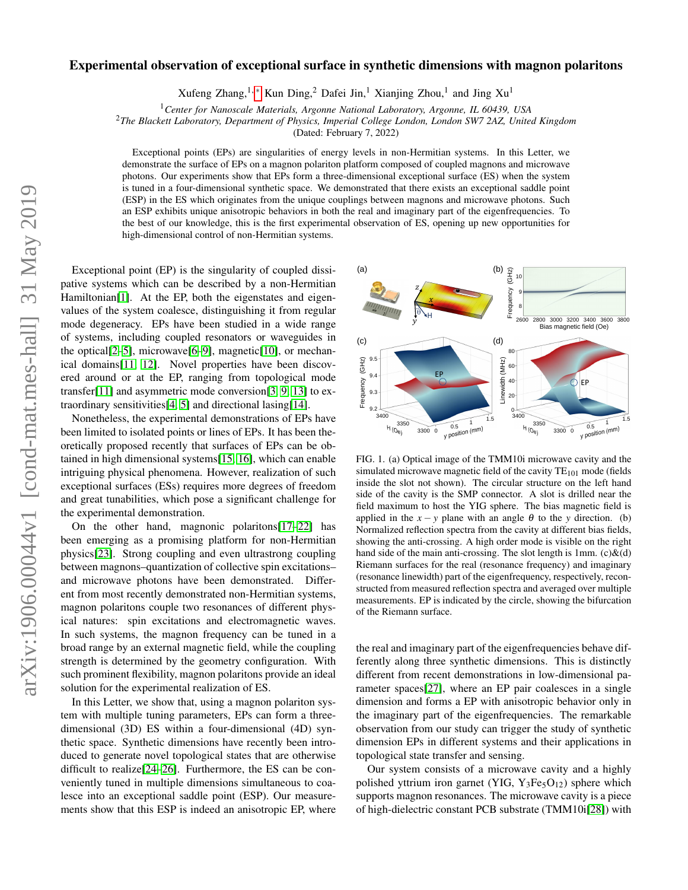# Experimental observation of exceptional surface in synthetic dimensions with magnon polaritons

Xufeng Zhang,[1,*] Kun Ding,[2] Dafei Jin,[1] Xianjing Zhou,[1] and Jing Xu[1]

[1]*Center for Nanoscale Materials, Argonne National Laboratory, Argonne, IL 60439, USA*
[2]*The Blackett Laboratory, Department of Physics, Imperial College London, London SW7 2AZ, United Kingdom*

(Dated: February 7, 2022)

Exceptional points (EPs) are singularities of energy levels in non-Hermitian systems. In this Letter, we demonstrate the surface of EPs on a magnon polariton platform composed of coupled magnons and microwave photons. Our experiments show that EPs form a three-dimensional exceptional surface (ES) when the system is tuned in a four-dimensional synthetic space. We demonstrated that there exists an exceptional saddle point (ESP) in the ES which originates from the unique couplings between magnons and microwave photons. Such an ESP exhibits unique anisotropic behaviors in both the real and imaginary part of the eigenfrequencies. To the best of our knowledge, this is the first experimental observation of ES, opening up new opportunities for high-dimensional control of non-Hermitian systems.

Exceptional point (EP) is the singularity of coupled dissipative systems which can be described by a non-Hermitian Hamiltonian[1]. At the EP, both the eigenstates and eigenvalues of the system coalesce, distinguishing it from regular mode degeneracy. EPs have been studied in a wide range of systems, including coupled resonators or waveguides in the optical[2–5], microwave[6–9], magnetic[10], or mechanical domains[11, 12]. Novel properties have been discovered around or at the EP, ranging from topological mode transfer[11] and asymmetric mode conversion[3, 9, 13] to extraordinary sensitivities[4, 5] and directional lasing[14].

Nonetheless, the experimental demonstrations of EPs have been limited to isolated points or lines of EPs. It has been theoretically proposed recently that surfaces of EPs can be obtained in high dimensional systems[15, 16], which can enable intriguing physical phenomena. However, realization of such exceptional surfaces (ESs) requires more degrees of freedom and great tunabilities, which pose a significant challenge for the experimental demonstration.

On the other hand, magnonic polaritons[17–22] has been emerging as a promising platform for non-Hermitian physics[23]. Strong coupling and even ultrastrong coupling between magnons–quantization of collective spin excitations–and microwave photons have been demonstrated. Different from most recently demonstrated non-Hermitian systems, magnon polaritons couple two resonances of different physical natures: spin excitations and electromagnetic waves. In such systems, the magnon frequency can be tuned in a broad range by an external magnetic field, while the coupling strength is determined by the geometry configuration. With such prominent flexibility, magnon polaritons provide an ideal solution for the experimental realization of ES.

In this Letter, we show that, using a magnon polariton system with multiple tuning parameters, EPs can form a three-dimensional (3D) ES within a four-dimensional (4D) synthetic space. Synthetic dimensions have recently been introduced to generate novel topological states that are otherwise difficult to realize[24–26]. Furthermore, the ES can be conveniently tuned in multiple dimensions simultaneous to coalesce into an exceptional saddle point (ESP). Our measurements show that this ESP is indeed an anisotropic EP, where the real and imaginary part of the eigenfrequencies behave differently along three synthetic dimensions. This is distinctly different from recent demonstrations in low-dimensional parameter spaces[27], where an EP pair coalesces in a single dimension and forms a EP with anisotropic behavior only in the imaginary part of the eigenfrequencies. The remarkable observation from our study can trigger the study of synthetic dimension EPs in different systems and their applications in topological state transfer and sensing.

FIG. 1. (a) Optical image of the TMM10i microwave cavity and the simulated microwave magnetic field of the cavity $TE_{101}$ mode (fields inside the slot not shown). The circular structure on the left hand side of the cavity is the SMP connector. A slot is drilled near the field maximum to host the YIG sphere. The bias magnetic field is applied in the $x-y$ plane with an angle $\theta$ to the $y$ direction. (b) Normalized reflection spectra from the cavity at different bias fields, showing the anti-crossing. A high order mode is visible on the right hand side of the main anti-crossing. The slot length is 1mm. (c)&(d) Riemann surfaces for the real (resonance frequency) and imaginary (resonance linewidth) part of the eigenfrequency, respectively, reconstructed from measured reflection spectra and averaged over multiple measurements. EP is indicated by the circle, showing the bifurcation of the Riemann surface.

Our system consists of a microwave cavity and a highly polished yttrium iron garnet (YIG, $Y_3Fe_5O_{12}$) sphere which supports magnon resonances. The microwave cavity is a piece of high-dielectric constant PCB substrate (TMM10i[28]) with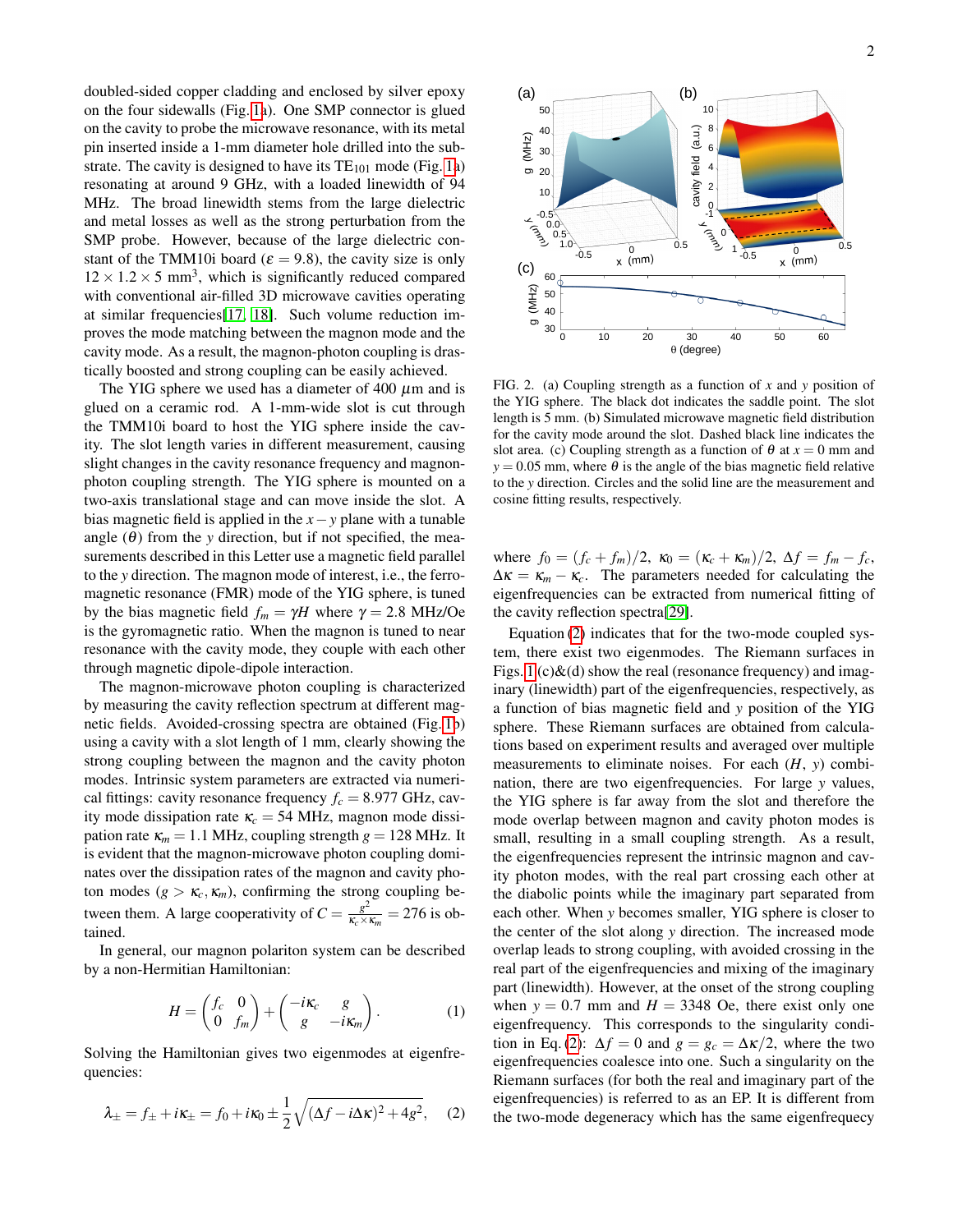doubled-sided copper cladding and enclosed by silver epoxy on the four sidewalls (Fig. 1a). One SMP connector is glued on the cavity to probe the microwave resonance, with its metal pin inserted inside a 1-mm diameter hole drilled into the substrate. The cavity is designed to have its $TE_{101}$ mode (Fig. 1a) resonating at around 9 GHz, with a loaded linewidth of 94 MHz. The broad linewidth stems from the large dielectric and metal losses as well as the strong perturbation from the SMP probe. However, because of the large dielectric constant of the TMM10i board ($\varepsilon = 9.8$), the cavity size is only $12 \times 1.2 \times 5$ mm$^3$, which is significantly reduced compared with conventional air-filled 3D microwave cavities operating at similar frequencies[17, 18]. Such volume reduction improves the mode matching between the magnon mode and the cavity mode. As a result, the magnon-photon coupling is drastically boosted and strong coupling can be easily achieved.

The YIG sphere we used has a diameter of 400 $\mu$m and is glued on a ceramic rod. A 1-mm-wide slot is cut through the TMM10i board to host the YIG sphere inside the cavity. The slot length varies in different measurement, causing slight changes in the cavity resonance frequency and magnon-photon coupling strength. The YIG sphere is mounted on a two-axis translational stage and can move inside the slot. A bias magnetic field is applied in the $x-y$ plane with a tunable angle ($\theta$) from the $y$ direction, but if not specified, the measurements described in this Letter use a magnetic field parallel to the $y$ direction. The magnon mode of interest, i.e., the ferromagnetic resonance (FMR) mode of the YIG sphere, is tuned by the bias magnetic field $f_m = \gamma H$ where $\gamma = 2.8$ MHz/Oe is the gyromagnetic ratio. When the magnon is tuned to near resonance with the cavity mode, they couple with each other through magnetic dipole-dipole interaction.

The magnon-microwave photon coupling is characterized by measuring the cavity reflection spectrum at different magnetic fields. Avoided-crossing spectra are obtained (Fig. 1b) using a cavity with a slot length of 1 mm, clearly showing the strong coupling between the magnon and the cavity photon modes. Intrinsic system parameters are extracted via numerical fittings: cavity resonance frequency $f_c = 8.977$ GHz, cavity mode dissipation rate $\kappa_c = 54$ MHz, magnon mode dissipation rate $\kappa_m = 1.1$ MHz, coupling strength $g = 128$ MHz. It is evident that the magnon-microwave photon coupling dominates over the dissipation rates of the magnon and cavity photon modes ($g > \kappa_c, \kappa_m$), confirming the strong coupling between them. A large cooperativity of $C = \frac{g^2}{\kappa_c \times \kappa_m} = 276$ is obtained.

In general, our magnon polariton system can be described by a non-Hermitian Hamiltonian:

$$H = \begin{pmatrix} f_c & 0 \\ 0 & f_m \end{pmatrix} + \begin{pmatrix} -i\kappa_c & g \\ g & -i\kappa_m \end{pmatrix}. \quad (1)$$

Solving the Hamiltonian gives two eigenmodes at eigenfrequencies:

$$\lambda_{\pm} = f_{\pm} + i\kappa_{\pm} = f_0 + i\kappa_0 \pm \frac{1}{2}\sqrt{(\Delta f - i\Delta\kappa)^2 + 4g^2}, \quad (2)$$

where $f_0 = (f_c + f_m)/2$, $\kappa_0 = (\kappa_c + \kappa_m)/2$, $\Delta f = f_m - f_c$, $\Delta\kappa = \kappa_m - \kappa_c$. The parameters needed for calculating the eigenfrequencies can be extracted from numerical fitting of the cavity reflection spectra[29].

FIG. 2. (a) Coupling strength as a function of $x$ and $y$ position of the YIG sphere. The black dot indicates the saddle point. The slot length is 5 mm. (b) Simulated microwave magnetic field distribution for the cavity mode around the slot. Dashed black line indicates the slot area. (c) Coupling strength as a function of $\theta$ at $x = 0$ mm and $y = 0.05$ mm, where $\theta$ is the angle of the bias magnetic field relative to the $y$ direction. Circles and the solid line are the measurement and cosine fitting results, respectively.

Equation (2) indicates that for the two-mode coupled system, there exist two eigenmodes. The Riemann surfaces in Figs. 1(c)&(d) show the real (resonance frequency) and imaginary (linewidth) part of the eigenfrequencies, respectively, as a function of bias magnetic field and $y$ position of the YIG sphere. These Riemann surfaces are obtained from calculations based on experiment results and averaged over multiple measurements to eliminate noises. For each ($H$, $y$) combination, there are two eigenfrequencies. For large $y$ values, the YIG sphere is far away from the slot and therefore the mode overlap between magnon and cavity photon modes is small, resulting in a small coupling strength. As a result, the eigenfrequencies represent the intrinsic magnon and cavity photon modes, with the real part crossing each other at the diabolic points while the imaginary part separated from each other. When $y$ becomes smaller, YIG sphere is closer to the center of the slot along $y$ direction. The increased mode overlap leads to strong coupling, with avoided crossing in the real part of the eigenfrequencies and mixing of the imaginary part (linewidth). However, at the onset of the strong coupling when $y = 0.7$ mm and $H = 3348$ Oe, there exist only one eigenfrequency. This corresponds to the singularity condition in Eq. (2): $\Delta f = 0$ and $g = g_c = \Delta\kappa/2$, where the two eigenfrequencies coalesce into one. Such a singularity on the Riemann surfaces (for both the real and imaginary part of the eigenfrequencies) is referred to as an EP. It is different from the two-mode degeneracy which has the same eigenfrequency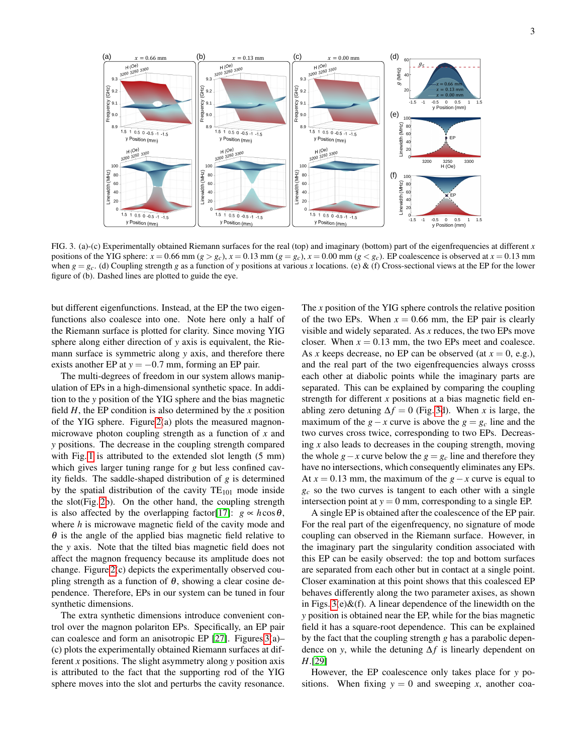FIG. 3. (a)-(c) Experimentally obtained Riemann surfaces for the real (top) and imaginary (bottom) part of the eigenfrequencies at different $x$ positions of the YIG sphere: $x = 0.66$ mm ($g > g_c$), $x = 0.13$ mm ($g = g_c$), $x = 0.00$ mm ($g < g_c$). EP coalescence is observed at $x = 0.13$ mm when $g = g_c$. (d) Coupling strength $g$ as a function of $y$ positions at various $x$ locations. (e) & (f) Cross-sectional views at the EP for the lower figure of (b). Dashed lines are plotted to guide the eye.

but different eigenfunctions. Instead, at the EP the two eigenfunctions also coalesce into one. Note here only a half of the Riemann surface is plotted for clarity. Since moving YIG sphere along either direction of $y$ axis is equivalent, the Riemann surface is symmetric along $y$ axis, and therefore there exists another EP at $y = -0.7$ mm, forming an EP pair.

The multi-degrees of freedom in our system allows manipulation of EPs in a high-dimensional synthetic space. In addition to the $y$ position of the YIG sphere and the bias magnetic field $H$, the EP condition is also determined by the $x$ position of the YIG sphere. Figure 2(a) plots the measured magnon-microwave photon coupling strength as a function of $x$ and $y$ positions. The decrease in the coupling strength compared with Fig. 1 is attributed to the extended slot length (5 mm) which gives larger tuning range for $g$ but less confined cavity fields. The saddle-shaped distribution of $g$ is determined by the spatial distribution of the cavity $TE_{101}$ mode inside the slot(Fig. 2b). On the other hand, the coupling strength is also affected by the overlapping factor[17]: $g \propto h\cos\theta$, where $h$ is microwave magnetic field of the cavity mode and $\theta$ is the angle of the applied bias magnetic field relative to the $y$ axis. Note that the tilted bias magnetic field does not affect the magnon frequency because its amplitude does not change. Figure 2(c) depicts the experimentally observed coupling strength as a function of $\theta$, showing a clear cosine dependence. Therefore, EPs in our system can be tuned in four synthetic dimensions.

The extra synthetic dimensions introduce convenient control over the magnon polariton EPs. Specifically, an EP pair can coalesce and form an anisotropic EP [27]. Figures 3(a)–(c) plots the experimentally obtained Riemann surfaces at different $x$ positions. The slight asymmetry along $y$ position axis is attributed to the fact that the supporting rod of the YIG sphere moves into the slot and perturbs the cavity resonance. The $x$ position of the YIG sphere controls the relative position of the two EPs. When $x = 0.66$ mm, the EP pair is clearly visible and widely separated. As $x$ reduces, the two EPs move closer. When $x = 0.13$ mm, the two EPs meet and coalesce. As $x$ keeps decrease, no EP can be observed (at $x = 0$, e.g.), and the real part of the two eigenfrequencies always crosss each other at diabolic points while the imaginary parts are separated. This can be explained by comparing the coupling strength for different $x$ positions at a bias magnetic field enabling zero detuning $\Delta f = 0$ (Fig. 3d). When $x$ is large, the maximum of the $g-x$ curve is above the $g = g_c$ line and the two curves cross twice, corresponding to two EPs. Decreasing $x$ also leads to decreases in the couping strength, moving the whole $g-x$ curve below the $g = g_c$ line and therefore they have no intersections, which consequently eliminates any EPs. At $x = 0.13$ mm, the maximum of the $g-x$ curve is equal to $g_c$ so the two curves is tangent to each other with a single intersection point at $y = 0$ mm, corresponding to a single EP.

A single EP is obtained after the coalescence of the EP pair. For the real part of the eigenfrequency, no signature of mode coupling can observed in the Riemann surface. However, in the imaginary part the singularity condition associated with this EP can be easily observed: the top and bottom surfaces are separated from each other but in contact at a single point. Closer examination at this point shows that this coalesced EP behaves differently along the two parameter axises, as shown in Figs. 3(e)&(f). A linear dependence of the linewidth on the $y$ position is obtained near the EP, while for the bias magnetic field it has a square-root dependence. This can be explained by the fact that the coupling strength $g$ has a parabolic dependence on $y$, while the detuning $\Delta f$ is linearly dependent on $H$.[29]

However, the EP coalescence only takes place for $y$ positions. When fixing $y = 0$ and sweeping $x$, another coa-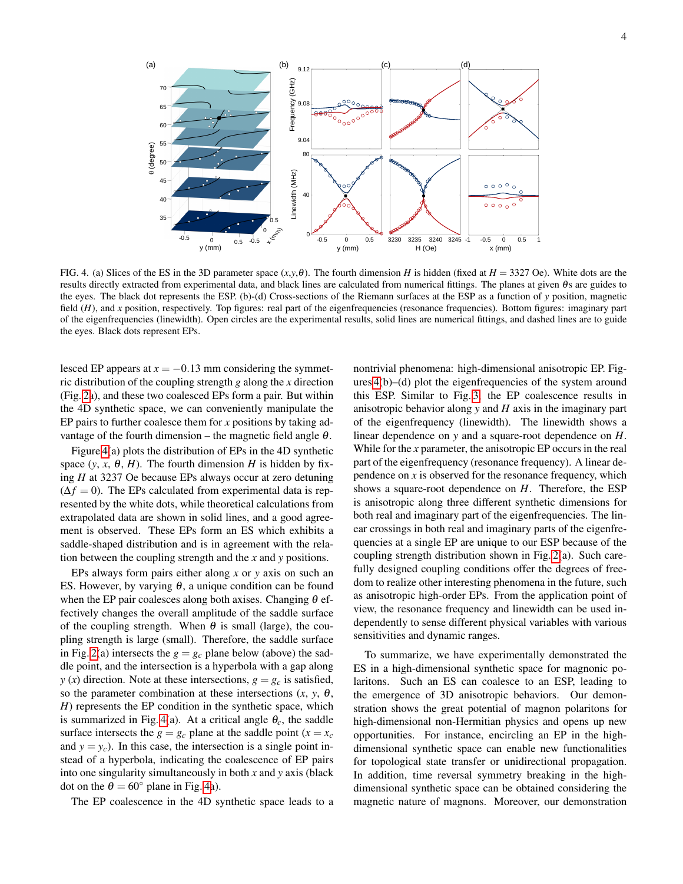FIG. 4. (a) Slices of the ES in the 3D parameter space ($x$,$y$,$\theta$). The fourth dimension $H$ is hidden (fixed at $H = 3327$ Oe). White dots are the results directly extracted from experimental data, and black lines are calculated from numerical fittings. The planes at given $\theta$s are guides to the eyes. The black dot represents the ESP. (b)-(d) Cross-sections of the Riemann surfaces at the ESP as a function of $y$ position, magnetic field ($H$), and $x$ position, respectively. Top figures: real part of the eigenfrequencies (resonance frequencies). Bottom figures: imaginary part of the eigenfrequencies (linewidth). Open circles are the experimental results, solid lines are numerical fittings, and dashed lines are to guide the eyes. Black dots represent EPs.

lesced EP appears at $x = -0.13$ mm considering the symmetric distribution of the coupling strength $g$ along the $x$ direction (Fig. 2a), and these two coalesced EPs form a pair. But within the 4D synthetic space, we can conveniently manipulate the EP pairs to further coalesce them for $x$ positions by taking advantage of the fourth dimension – the magnetic field angle $\theta$.

Figure 4(a) plots the distribution of EPs in the 4D synthetic space ($y$, $x$, $\theta$, $H$). The fourth dimension $H$ is hidden by fixing $H$ at 3237 Oe because EPs always occur at zero detuning ($\Delta f = 0$). The EPs calculated from experimental data is represented by the white dots, while theoretical calculations from extrapolated data are shown in solid lines, and a good agreement is observed. These EPs form an ES which exhibits a saddle-shaped distribution and is in agreement with the relation between the coupling strength and the $x$ and $y$ positions.

EPs always form pairs either along $x$ or $y$ axis on such an ES. However, by varying $\theta$, a unique condition can be found when the EP pair coalesces along both axises. Changing $\theta$ effectively changes the overall amplitude of the saddle surface of the coupling strength. When $\theta$ is small (large), the coupling strength is large (small). Therefore, the saddle surface in Fig. 2(a) intersects the $g = g_c$ plane below (above) the saddle point, and the intersection is a hyperbola with a gap along $y$ ($x$) direction. Note at these intersections, $g = g_c$ is satisfied, so the parameter combination at these intersections ($x$, $y$, $\theta$, $H$) represents the EP condition in the synthetic space, which is summarized in Fig. 4(a). At a critical angle $\theta_c$, the saddle surface intersects the $g = g_c$ plane at the saddle point ($x = x_c$ and $y = y_c$). In this case, the intersection is a single point instead of a hyperbola, indicating the coalesce of EP pairs into one singularity simultaneously in both $x$ and $y$ axis (black dot on the $\theta = 60^\circ$ plane in Fig. 4a).

The EP coalescence in the 4D synthetic space leads to a nontrivial phenomena: high-dimensional anisotropic EP. Figures 4(b)–(d) plot the eigenfrequencies of the system around this ESP. Similar to Fig. 3, the EP coalescence results in anisotropic behavior along $y$ and $H$ axis in the imaginary part of the eigenfrequency (linewidth). The linewidth shows a linear dependence on $y$ and a square-root dependence on $H$. While for the $x$ parameter, the anisotropic EP occurs in the real part of the eigenfrequency (resonance frequency). A linear dependence on $x$ is observed for the resonance frequency, which shows a square-root dependence on $H$. Therefore, the ESP is anisotropic along three different synthetic dimensions for both real and imaginary part of the eigenfrequencies. The linear crossings in both real and imaginary parts of the eigenfrequencies at a single EP are unique to our ESP because of the coupling strength distribution shown in Fig. 2(a). Such carefully designed coupling conditions offer the degrees of freedom to realize other interesting phenomena in the future, such as anisotropic high-order EPs. From the application point of view, the resonance frequency and linewidth can be used independently to sense different physical variables with various sensitivities and dynamic ranges.

To summarize, we have experimentally demonstrated the ES in a high-dimensional synthetic space for magnonic polaritons. Such an ES can coalesce to an ESP, leading to the emergence of 3D anisotropic behaviors. Our demonstration shows the great potential of magnon polaritons for high-dimensional non-Hermitian physics and opens up new opportunities. For instance, encircling an EP in the high-dimensional synthetic space can enable new functionalities for topological state transfer or unidirectional propagation. In addition, time reversal symmetry breaking in the high-dimensional synthetic space can be obtained considering the magnetic nature of magnons. Moreover, our demonstration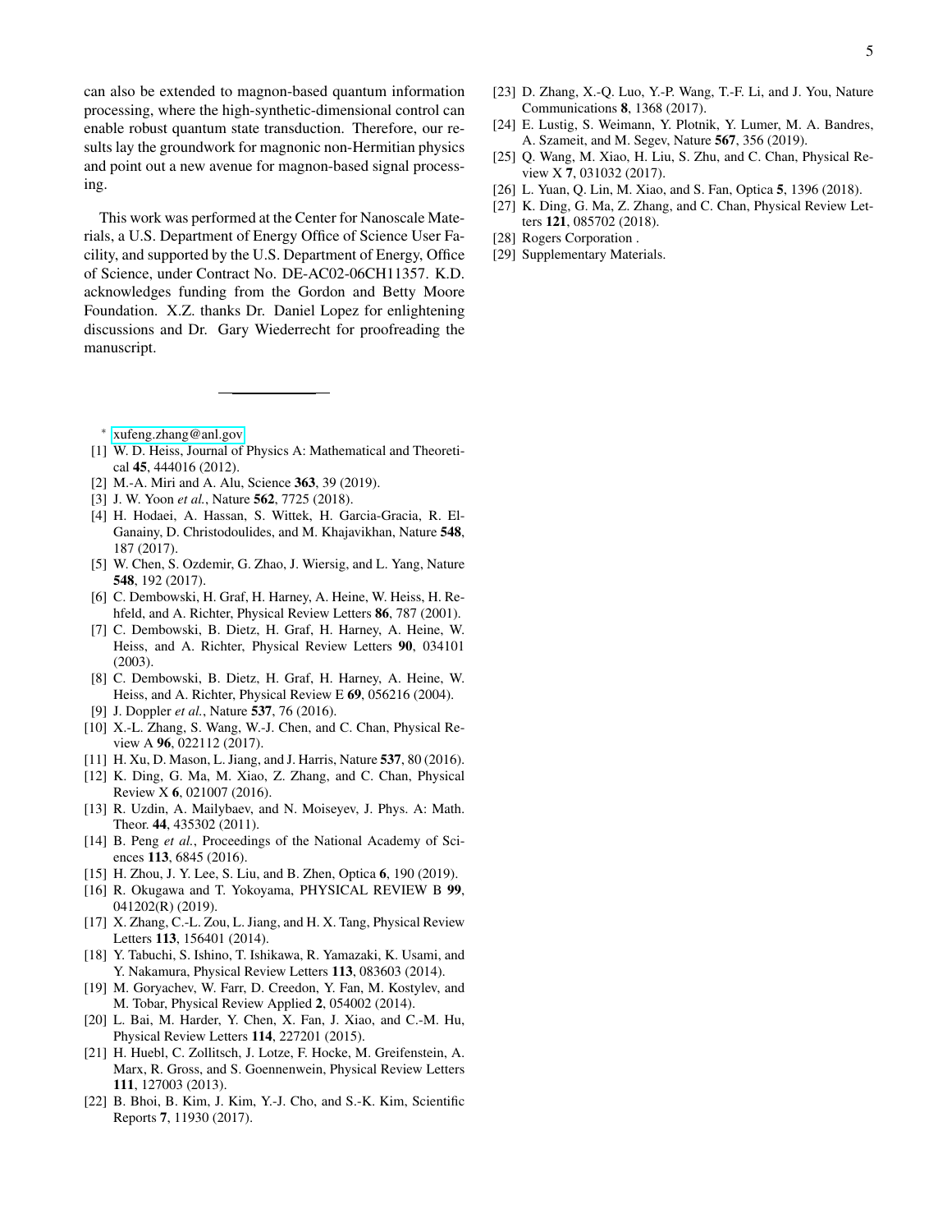can also be extended to magnon-based quantum information processing, where the high-synthetic-dimensional control can enable robust quantum state transduction. Therefore, our results lay the groundwork for magnonic non-Hermitian physics and point out a new avenue for magnon-based signal processing.

This work was performed at the Center for Nanoscale Materials, a U.S. Department of Energy Office of Science User Facility, and supported by the U.S. Department of Energy, Office of Science, under Contract No. DE-AC02-06CH11357. K.D. acknowledges funding from the Gordon and Betty Moore Foundation. X.Z. thanks Dr. Daniel Lopez for enlightening discussions and Dr. Gary Wiederrecht for proofreading the manuscript.

---

* xufeng.zhang@anl.gov

[1] W. D. Heiss, Journal of Physics A: Mathematical and Theoretical **45**, 444016 (2012).
[2] M.-A. Miri and A. Alu, Science **363**, 39 (2019).
[3] J. W. Yoon *et al.*, Nature **562**, 7725 (2018).
[4] H. Hodaei, A. Hassan, S. Wittek, H. Garcia-Gracia, R. El-Ganainy, D. Christodoulides, and M. Khajavikhan, Nature **548**, 187 (2017).
[5] W. Chen, S. Ozdemir, G. Zhao, J. Wiersig, and L. Yang, Nature **548**, 192 (2017).
[6] C. Dembowski, H. Graf, H. Harney, A. Heine, W. Heiss, H. Rehfeld, and A. Richter, Physical Review Letters **86**, 787 (2001).
[7] C. Dembowski, B. Dietz, H. Graf, H. Harney, A. Heine, W. Heiss, and A. Richter, Physical Review Letters **90**, 034101 (2003).
[8] C. Dembowski, B. Dietz, H. Graf, H. Harney, A. Heine, W. Heiss, and A. Richter, Physical Review E **69**, 056216 (2004).
[9] J. Doppler *et al.*, Nature **537**, 76 (2016).
[10] X.-L. Zhang, S. Wang, W.-J. Chen, and C. Chan, Physical Review A **96**, 022112 (2017).
[11] H. Xu, D. Mason, L. Jiang, and J. Harris, Nature **537**, 80 (2016).
[12] K. Ding, G. Ma, M. Xiao, Z. Zhang, and C. Chan, Physical Review X **6**, 021007 (2016).
[13] R. Uzdin, A. Mailybaev, and N. Moiseyev, J. Phys. A: Math. Theor. **44**, 435302 (2011).
[14] B. Peng *et al.*, Proceedings of the National Academy of Sciences **113**, 6845 (2016).
[15] H. Zhou, J. Y. Lee, S. Liu, and B. Zhen, Optica **6**, 190 (2019).
[16] R. Okugawa and T. Yokoyama, PHYSICAL REVIEW B **99**, 041202(R) (2019).
[17] X. Zhang, C.-L. Zou, L. Jiang, and H. X. Tang, Physical Review Letters **113**, 156401 (2014).
[18] Y. Tabuchi, S. Ishino, T. Ishikawa, R. Yamazaki, K. Usami, and Y. Nakamura, Physical Review Letters **113**, 083603 (2014).
[19] M. Goryachev, W. Farr, D. Creedon, Y. Fan, M. Kostylev, and M. Tobar, Physical Review Applied **2**, 054002 (2014).
[20] L. Bai, M. Harder, Y. Chen, X. Fan, J. Xiao, and C.-M. Hu, Physical Review Letters **114**, 227201 (2015).
[21] H. Huebl, C. Zollitsch, J. Lotze, F. Hocke, M. Greifenstein, A. Marx, R. Gross, and S. Goennenwein, Physical Review Letters **111**, 127003 (2013).
[22] B. Bhoi, B. Kim, J. Kim, Y.-J. Cho, and S.-K. Kim, Scientific Reports **7**, 11930 (2017).
[23] D. Zhang, X.-Q. Luo, Y.-P. Wang, T.-F. Li, and J. You, Nature Communications **8**, 1368 (2017).
[24] E. Lustig, S. Weimann, Y. Plotnik, Y. Lumer, M. A. Bandres, A. Szameit, and M. Segev, Nature **567**, 356 (2019).
[25] Q. Wang, M. Xiao, H. Liu, S. Zhu, and C. Chan, Physical Review X **7**, 031032 (2017).
[26] L. Yuan, Q. Lin, M. Xiao, and S. Fan, Optica **5**, 1396 (2018).
[27] K. Ding, G. Ma, Z. Zhang, and C. Chan, Physical Review Letters **121**, 085702 (2018).
[28] Rogers Corporation .
[29] Supplementary Materials.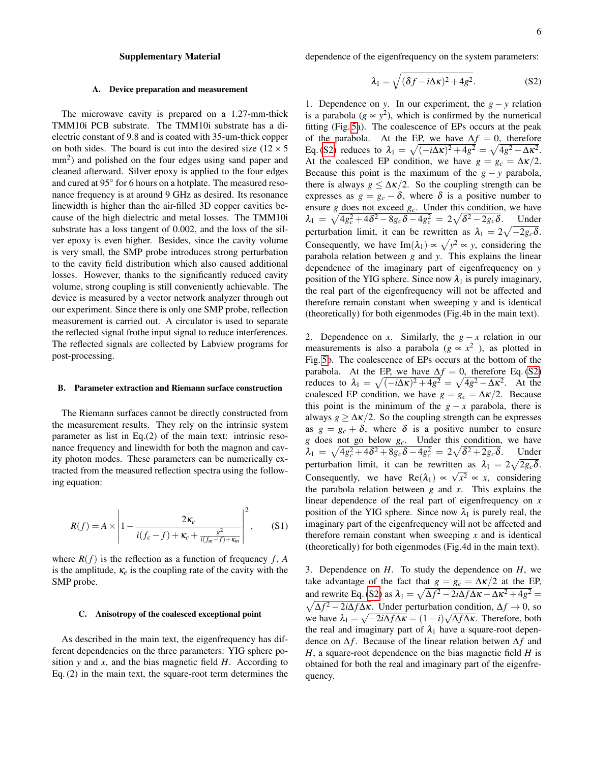## Supplementary Material

### A. Device preparation and measurement

The microwave cavity is prepared on a 1.27-mm-thick TMM10i PCB substrate. The TMM10i substrate has a dielectric constant of 9.8 and is coated with 35-um-thick copper on both sides. The board is cut into the desired size ($12 \times 5$ mm$^2$) and polished on the four edges using sand paper and cleaned afterward. Silver epoxy is applied to the four edges and cured at 95° for 6 hours on a hotplate. The measured resonance frequency is at around 9 GHz as desired. Its resonance linewidth is higher than the air-filled 3D copper cavities because of the high dielectric and metal losses. The TMM10i substrate has a loss tangent of 0.002, and the loss of the silver epoxy is even higher. Besides, since the cavity volume is very small, the SMP probe introduces strong perturbation to the cavity field distribution which also caused additional losses. However, thanks to the significantly reduced cavity volume, strong coupling is still conveniently achievable. The device is measured by a vector network analyzer through out our experiment. Since there is only one SMP probe, reflection measurement is carried out. A circulator is used to separate the reflected signal frothe input signal to reduce interferences. The reflected signals are collected by Labview programs for post-processing.

### B. Parameter extraction and Riemann surface construction

The Riemann surfaces cannot be directly constructed from the measurement results. They rely on the intrinsic system parameter as list in Eq.(2) of the main text: intrinsic resonance frequency and linewidth for both the magnon and cavity photon modes. These parameters can be numerically extracted from the measured reflection spectra using the following equation:

$$R(f) = A \times \left| 1 - \frac{2\kappa_e}{i(f_c - f) + \kappa_c + \frac{g^2}{i(f_m - f) + \kappa_m}} \right|^2, \quad \text{(S1)}$$

where $R(f)$ is the reflection as a function of frequency $f$, $A$ is the amplitude, $\kappa_e$ is the coupling rate of the cavity with the SMP probe.

### C. Anisotropy of the coalesced exceptional point

As described in the main text, the eigenfrequency has different dependencies on the three parameters: YIG sphere position $y$ and $x$, and the bias magnetic field $H$. According to Eq. (2) in the main text, the square-root term determines the dependence of the eigenfrequency on the system parameters:

$$\lambda_1 = \sqrt{(\delta f - i\Delta\kappa)^2 + 4g^2}. \quad \text{(S2)}$$

1. Dependence on $y$. In our experiment, the $g-y$ relation is a parabola ($g \propto y^2$), which is confirmed by the numerical fitting (Fig.5a). The coalescence of EPs occurs at the peak of the parabola. At the EP, we have $\Delta f = 0$, therefore Eq.(S2) reduces to $\lambda_1 = \sqrt{(-i\Delta\kappa)^2 + 4g^2} = \sqrt{4g^2 - \Delta\kappa^2}$. At the coalesced EP condition, we have $g = g_c = \Delta\kappa/2$. Because this point is the maximum of the $g-y$ parabola, there is always $g \le \Delta\kappa/2$. So the coupling strength can be expresses as $g = g_c - \delta$, where $\delta$ is a positive number to ensure $g$ does not exceed $g_c$. Under this condition, we have $\lambda_1 = \sqrt{4g_c^2 + 4\delta^2 - 8g_c\delta - 4g_c^2} = 2\sqrt{\delta^2 - 2g_c\delta}$. Under perturbation limit, it can be rewritten as $\lambda_1 = 2\sqrt{-2g_c\delta}$. Consequently, we have $\mathrm{Im}(\lambda_1) \propto \sqrt{y^2} \propto y$, considering the parabola relation between $g$ and $y$. This explains the linear dependence of the imaginary part of eigenfrequency on $y$ position of the YIG sphere. Since now $\lambda_1$ is purely imaginary, the real part of the eigenfrequency will not be affected and therefore remain constant when sweeping $y$ and is identical (theoretically) for both eigenmodes (Fig.4b in the main text).

2. Dependence on $x$. Similarly, the $g-x$ relation in our measurements is also a parabola ($g \propto x^2$), as plotted in Fig.5b. The coalescence of EPs occurs at the bottom of the parabola. At the EP, we have $\Delta f = 0$, therefore Eq. (S2) reduces to $\lambda_1 = \sqrt{(-i\Delta\kappa)^2 + 4g^2} = \sqrt{4g^2 - \Delta\kappa^2}$. At the coalesced EP condition, we have $g = g_c = \Delta\kappa/2$. Because this point is the minimum of the $g-x$ parabola, there is always $g \ge \Delta\kappa/2$. So the coupling strength can be expresses as $g = g_c + \delta$, where $\delta$ is a positive number to ensure $g$ does not go below $g_c$. Under this condition, we have $\lambda_1 = \sqrt{4g_c^2 + 4\delta^2 + 8g_c\delta - 4g_c^2} = 2\sqrt{\delta^2 + 2g_c\delta}$. Under perturbation limit, it can be rewritten as $\lambda_1 = 2\sqrt{2g_c\delta}$. Consequently, we have $\mathrm{Re}(\lambda_1) \propto \sqrt{x^2} \propto x$, considering the parabola relation between $g$ and $x$. This explains the linear dependence of the real part of eigenfrequency on $x$ position of the YIG sphere. Since now $\lambda_1$ is purely real, the imaginary part of the eigenfrequency will not be affected and therefore remain constant when sweeping $x$ and is identical (theoretically) for both eigenmodes (Fig.4d in the main text).

3. Dependence on $H$. To study the dependence on $H$, we take advantage of the fact that $g = g_c = \Delta\kappa/2$ at the EP, and rewrite Eq. (S2) as $\lambda_1 = \sqrt{\Delta f^2 - 2i\Delta f\Delta\kappa - \Delta\kappa^2 + 4g^2} = \sqrt{\Delta f^2 - 2i\Delta f\Delta\kappa}$. Under perturbation condition, $\Delta f \to 0$, so we have $\lambda_1 = \sqrt{-2i\Delta f\Delta\kappa} = (1-i)\sqrt{\Delta f\Delta\kappa}$. Therefore, both the real and imaginary part of $\lambda_1$ have a square-root dependence on $\Delta f$. Because of the linear relation betwen $\Delta f$ and $H$, a square-root dependence on the bias magnetic field $H$ is obtained for both the real and imaginary part of the eigenfrequency.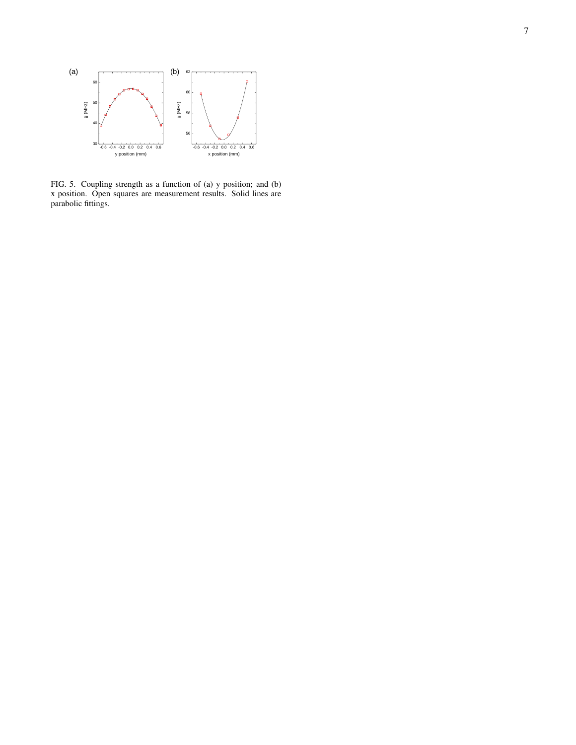(a)

g (MHz)

30
40
50
60

-0.6 -0.4 -0.2 0.0 0.2 0.4 0.6

y position (mm)

(b)

g (MHz)

56
58
60
62

-0.6 -0.4 -0.2 0.0 0.2 0.4 0.6

x position (mm)

FIG. 5. Coupling strength as a function of (a) y position; and (b) x position. Open squares are measurement results. Solid lines are parabolic fittings.